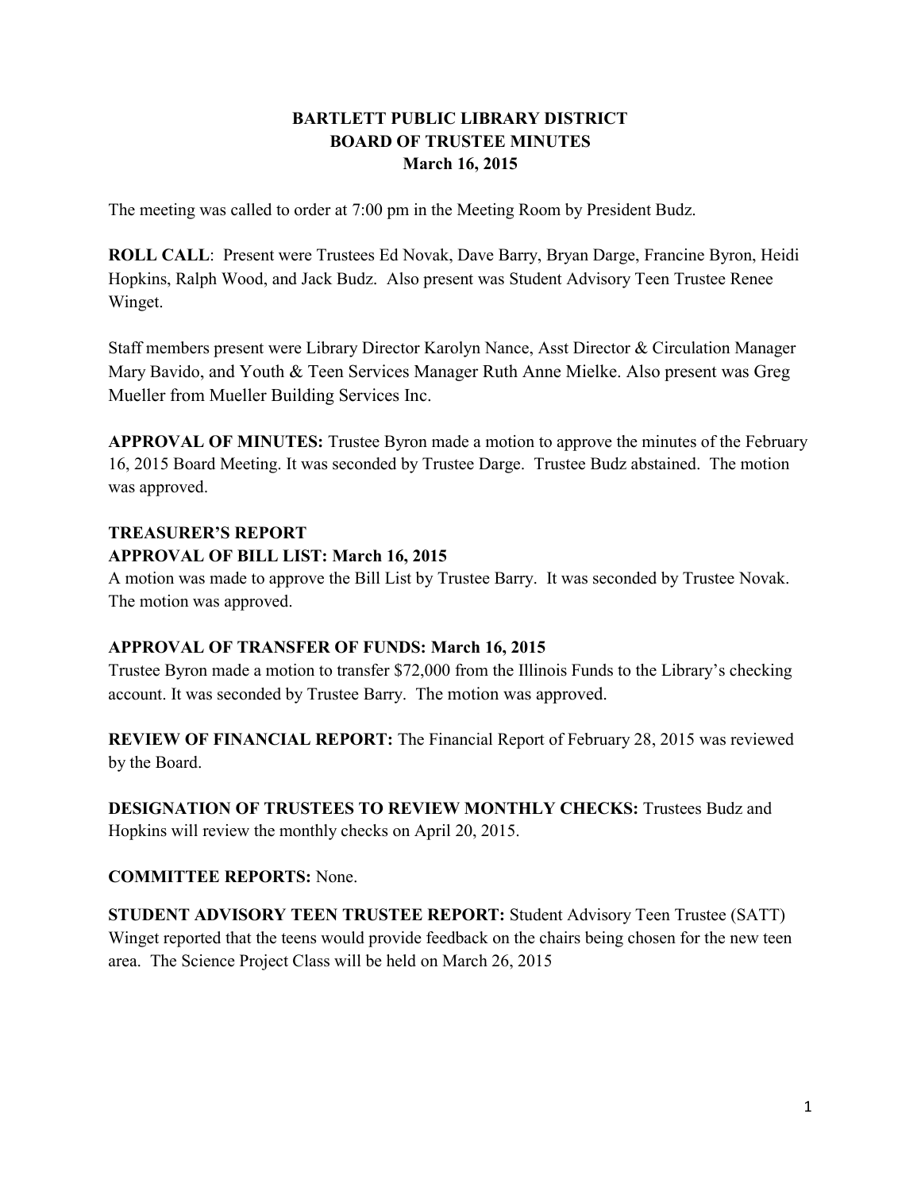**BARTLETT PUBLIC LIBRARY DISTRICT**
**BOARD OF TRUSTEE MINUTES**
**March 16, 2015**

The meeting was called to order at 7:00 pm in the Meeting Room by President Budz.

**ROLL CALL**: Present were Trustees Ed Novak, Dave Barry, Bryan Darge, Francine Byron, Heidi Hopkins, Ralph Wood, and Jack Budz. Also present was Student Advisory Teen Trustee Renee Winget.

Staff members present were Library Director Karolyn Nance, Asst Director & Circulation Manager Mary Bavido, and Youth & Teen Services Manager Ruth Anne Mielke. Also present was Greg Mueller from Mueller Building Services Inc.

**APPROVAL OF MINUTES:** Trustee Byron made a motion to approve the minutes of the February 16, 2015 Board Meeting. It was seconded by Trustee Darge. Trustee Budz abstained. The motion was approved.

**TREASURER'S REPORT**
**APPROVAL OF BILL LIST: March 16, 2015**
A motion was made to approve the Bill List by Trustee Barry. It was seconded by Trustee Novak. The motion was approved.

**APPROVAL OF TRANSFER OF FUNDS: March 16, 2015**
Trustee Byron made a motion to transfer $72,000 from the Illinois Funds to the Library's checking account. It was seconded by Trustee Barry. The motion was approved.

**REVIEW OF FINANCIAL REPORT:** The Financial Report of February 28, 2015 was reviewed by the Board.

**DESIGNATION OF TRUSTEES TO REVIEW MONTHLY CHECKS:** Trustees Budz and Hopkins will review the monthly checks on April 20, 2015.

**COMMITTEE REPORTS:** None.

**STUDENT ADVISORY TEEN TRUSTEE REPORT:** Student Advisory Teen Trustee (SATT) Winget reported that the teens would provide feedback on the chairs being chosen for the new teen area. The Science Project Class will be held on March 26, 2015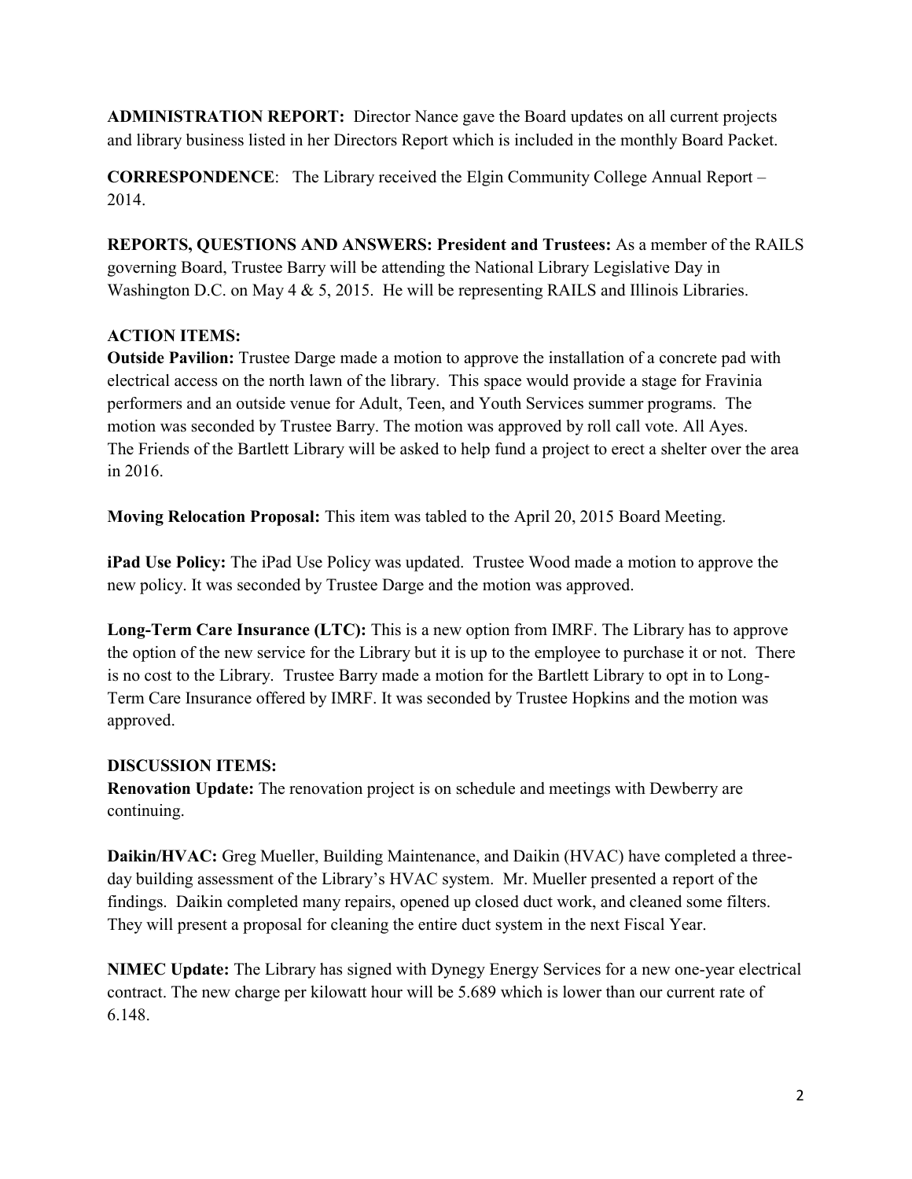**ADMINISTRATION REPORT:** Director Nance gave the Board updates on all current projects and library business listed in her Directors Report which is included in the monthly Board Packet.

**CORRESPONDENCE**: The Library received the Elgin Community College Annual Report – 2014.

**REPORTS, QUESTIONS AND ANSWERS: President and Trustees:** As a member of the RAILS governing Board, Trustee Barry will be attending the National Library Legislative Day in Washington D.C. on May 4 & 5, 2015. He will be representing RAILS and Illinois Libraries.

**ACTION ITEMS:**

**Outside Pavilion:** Trustee Darge made a motion to approve the installation of a concrete pad with electrical access on the north lawn of the library. This space would provide a stage for Fravinia performers and an outside venue for Adult, Teen, and Youth Services summer programs. The motion was seconded by Trustee Barry. The motion was approved by roll call vote. All Ayes.
The Friends of the Bartlett Library will be asked to help fund a project to erect a shelter over the area in 2016.

**Moving Relocation Proposal:** This item was tabled to the April 20, 2015 Board Meeting.

**iPad Use Policy:** The iPad Use Policy was updated. Trustee Wood made a motion to approve the new policy. It was seconded by Trustee Darge and the motion was approved.

**Long-Term Care Insurance (LTC):** This is a new option from IMRF. The Library has to approve the option of the new service for the Library but it is up to the employee to purchase it or not. There is no cost to the Library. Trustee Barry made a motion for the Bartlett Library to opt in to Long-Term Care Insurance offered by IMRF. It was seconded by Trustee Hopkins and the motion was approved.

**DISCUSSION ITEMS:**

**Renovation Update:** The renovation project is on schedule and meetings with Dewberry are continuing.

**Daikin/HVAC:** Greg Mueller, Building Maintenance, and Daikin (HVAC) have completed a three-day building assessment of the Library's HVAC system. Mr. Mueller presented a report of the findings. Daikin completed many repairs, opened up closed duct work, and cleaned some filters. They will present a proposal for cleaning the entire duct system in the next Fiscal Year.

**NIMEC Update:** The Library has signed with Dynegy Energy Services for a new one-year electrical contract. The new charge per kilowatt hour will be 5.689 which is lower than our current rate of 6.148.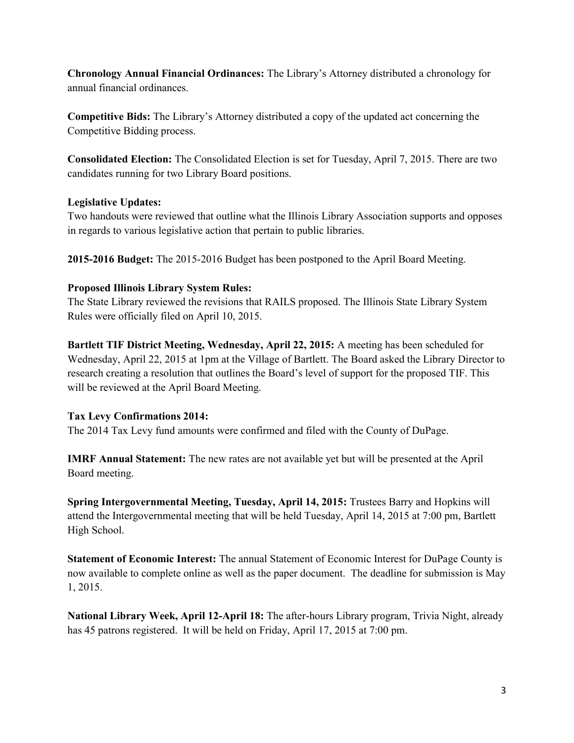**Chronology Annual Financial Ordinances:** The Library's Attorney distributed a chronology for annual financial ordinances.

**Competitive Bids:** The Library's Attorney distributed a copy of the updated act concerning the Competitive Bidding process.

**Consolidated Election:** The Consolidated Election is set for Tuesday, April 7, 2015. There are two candidates running for two Library Board positions.

**Legislative Updates:**
Two handouts were reviewed that outline what the Illinois Library Association supports and opposes in regards to various legislative action that pertain to public libraries.

**2015-2016 Budget:** The 2015-2016 Budget has been postponed to the April Board Meeting.

**Proposed Illinois Library System Rules:**
The State Library reviewed the revisions that RAILS proposed. The Illinois State Library System Rules were officially filed on April 10, 2015.

**Bartlett TIF District Meeting, Wednesday, April 22, 2015:** A meeting has been scheduled for Wednesday, April 22, 2015 at 1pm at the Village of Bartlett. The Board asked the Library Director to research creating a resolution that outlines the Board's level of support for the proposed TIF. This will be reviewed at the April Board Meeting.

**Tax Levy Confirmations 2014:**
The 2014 Tax Levy fund amounts were confirmed and filed with the County of DuPage.

**IMRF Annual Statement:** The new rates are not available yet but will be presented at the April Board meeting.

**Spring Intergovernmental Meeting, Tuesday, April 14, 2015:** Trustees Barry and Hopkins will attend the Intergovernmental meeting that will be held Tuesday, April 14, 2015 at 7:00 pm, Bartlett High School.

**Statement of Economic Interest:** The annual Statement of Economic Interest for DuPage County is now available to complete online as well as the paper document. The deadline for submission is May 1, 2015.

**National Library Week, April 12-April 18:** The after-hours Library program, Trivia Night, already has 45 patrons registered. It will be held on Friday, April 17, 2015 at 7:00 pm.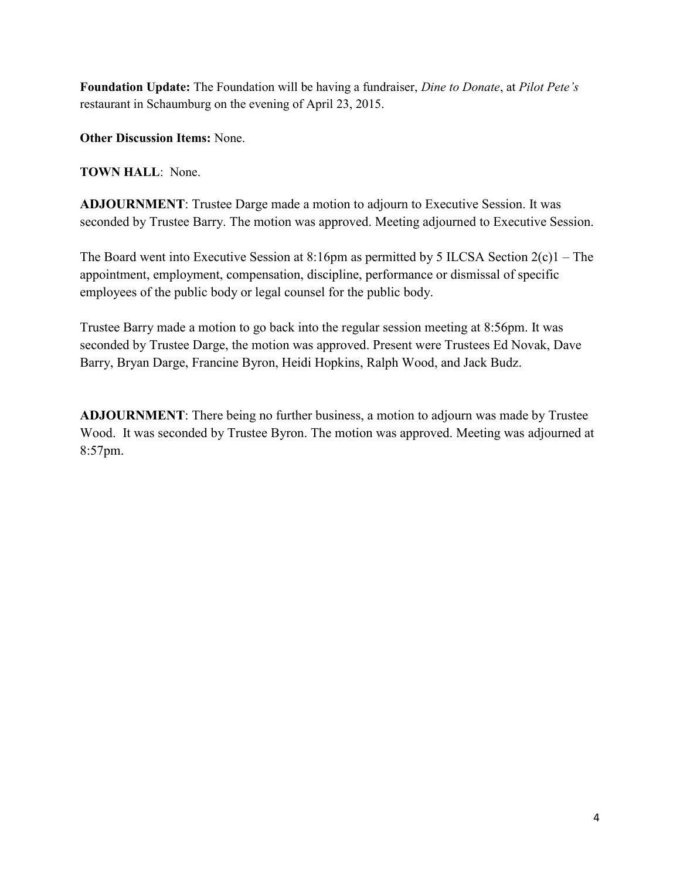**Foundation Update:** The Foundation will be having a fundraiser, *Dine to Donate*, at *Pilot Pete's* restaurant in Schaumburg on the evening of April 23, 2015.

**Other Discussion Items:** None.

**TOWN HALL**: None.

**ADJOURNMENT**: Trustee Darge made a motion to adjourn to Executive Session. It was seconded by Trustee Barry. The motion was approved. Meeting adjourned to Executive Session.

The Board went into Executive Session at 8:16pm as permitted by 5 ILCSA Section 2(c)1 – The appointment, employment, compensation, discipline, performance or dismissal of specific employees of the public body or legal counsel for the public body.

Trustee Barry made a motion to go back into the regular session meeting at 8:56pm. It was seconded by Trustee Darge, the motion was approved. Present were Trustees Ed Novak, Dave Barry, Bryan Darge, Francine Byron, Heidi Hopkins, Ralph Wood, and Jack Budz.

**ADJOURNMENT**: There being no further business, a motion to adjourn was made by Trustee Wood. It was seconded by Trustee Byron. The motion was approved. Meeting was adjourned at 8:57pm.